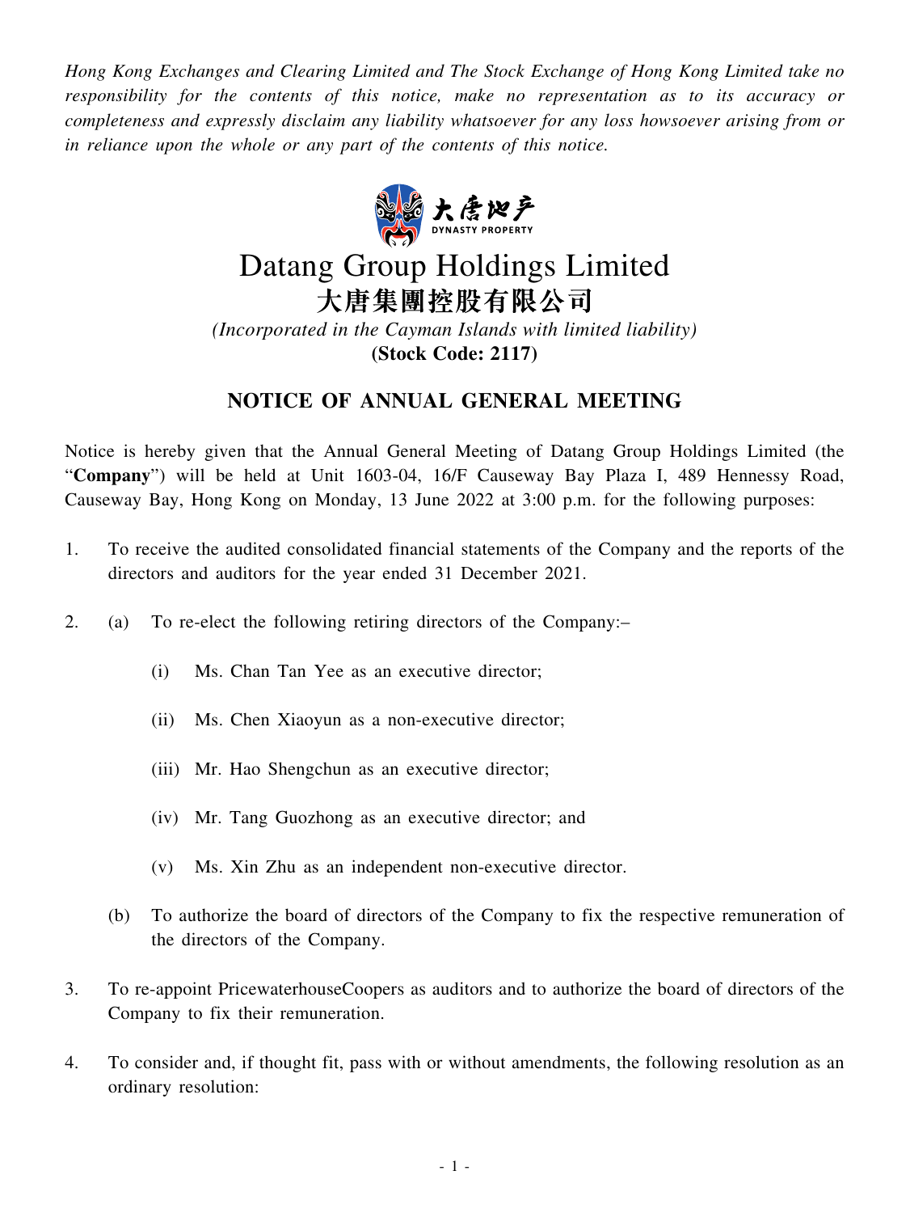*Hong Kong Exchanges and Clearing Limited and The Stock Exchange of Hong Kong Limited take no responsibility for the contents of this notice, make no representation as to its accuracy or completeness and expressly disclaim any liability whatsoever for any loss howsoever arising from or in reliance upon the whole or any part of the contents of this notice.*

# Datang Group Holdings Limited
# 大唐集團控股有限公司

*(Incorporated in the Cayman Islands with limited liability)*
**(Stock Code: 2117)**

## NOTICE OF ANNUAL GENERAL MEETING

Notice is hereby given that the Annual General Meeting of Datang Group Holdings Limited (the "**Company**") will be held at Unit 1603-04, 16/F Causeway Bay Plaza I, 489 Hennessy Road, Causeway Bay, Hong Kong on Monday, 13 June 2022 at 3:00 p.m. for the following purposes:

1. To receive the audited consolidated financial statements of the Company and the reports of the directors and auditors for the year ended 31 December 2021.

2. (a) To re-elect the following retiring directors of the Company:–

   (i) Ms. Chan Tan Yee as an executive director;

   (ii) Ms. Chen Xiaoyun as a non-executive director;

   (iii) Mr. Hao Shengchun as an executive director;

   (iv) Mr. Tang Guozhong as an executive director; and

   (v) Ms. Xin Zhu as an independent non-executive director.

   (b) To authorize the board of directors of the Company to fix the respective remuneration of the directors of the Company.

3. To re-appoint PricewaterhouseCoopers as auditors and to authorize the board of directors of the Company to fix their remuneration.

4. To consider and, if thought fit, pass with or without amendments, the following resolution as an ordinary resolution: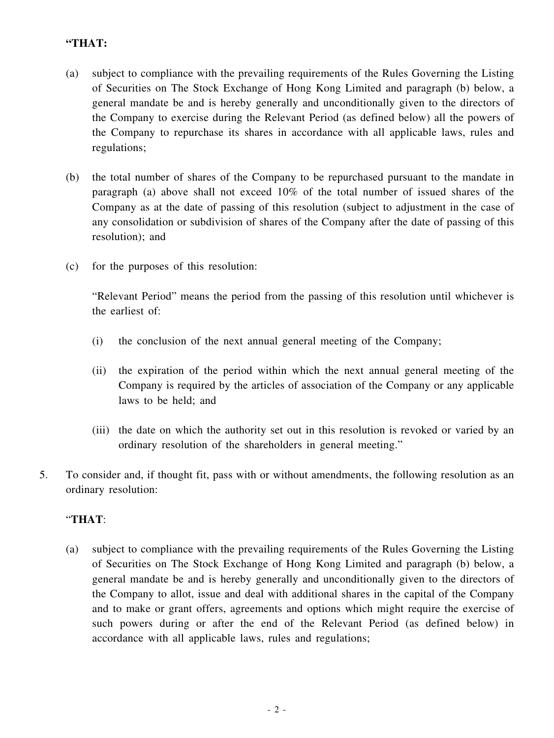**"THAT:**

(a) subject to compliance with the prevailing requirements of the Rules Governing the Listing of Securities on The Stock Exchange of Hong Kong Limited and paragraph (b) below, a general mandate be and is hereby generally and unconditionally given to the directors of the Company to exercise during the Relevant Period (as defined below) all the powers of the Company to repurchase its shares in accordance with all applicable laws, rules and regulations;

(b) the total number of shares of the Company to be repurchased pursuant to the mandate in paragraph (a) above shall not exceed 10% of the total number of issued shares of the Company as at the date of passing of this resolution (subject to adjustment in the case of any consolidation or subdivision of shares of the Company after the date of passing of this resolution); and

(c) for the purposes of this resolution:

"Relevant Period" means the period from the passing of this resolution until whichever is the earliest of:

(i) the conclusion of the next annual general meeting of the Company;

(ii) the expiration of the period within which the next annual general meeting of the Company is required by the articles of association of the Company or any applicable laws to be held; and

(iii) the date on which the authority set out in this resolution is revoked or varied by an ordinary resolution of the shareholders in general meeting."

5. To consider and, if thought fit, pass with or without amendments, the following resolution as an ordinary resolution:

"**THAT**:

(a) subject to compliance with the prevailing requirements of the Rules Governing the Listing of Securities on The Stock Exchange of Hong Kong Limited and paragraph (b) below, a general mandate be and is hereby generally and unconditionally given to the directors of the Company to allot, issue and deal with additional shares in the capital of the Company and to make or grant offers, agreements and options which might require the exercise of such powers during or after the end of the Relevant Period (as defined below) in accordance with all applicable laws, rules and regulations;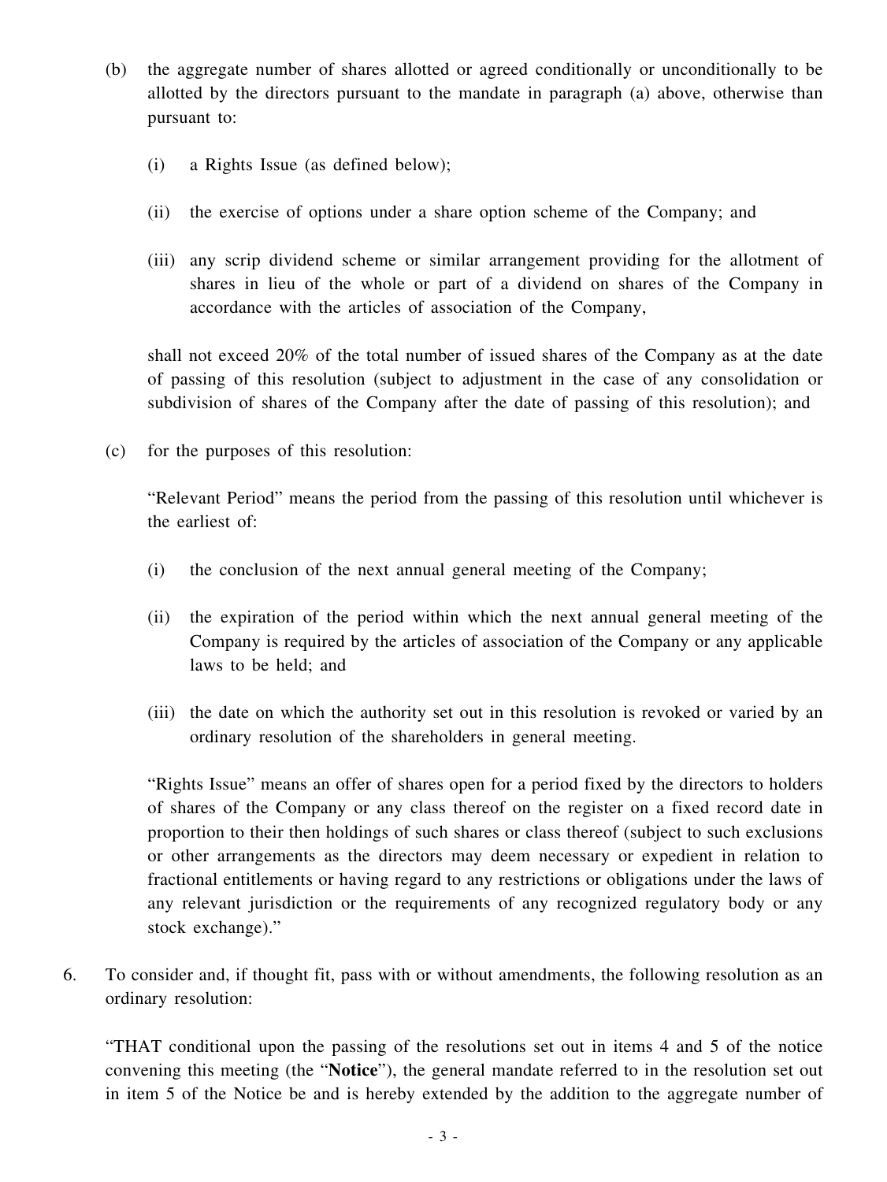(b) the aggregate number of shares allotted or agreed conditionally or unconditionally to be allotted by the directors pursuant to the mandate in paragraph (a) above, otherwise than pursuant to:

  (i) a Rights Issue (as defined below);

  (ii) the exercise of options under a share option scheme of the Company; and

  (iii) any scrip dividend scheme or similar arrangement providing for the allotment of shares in lieu of the whole or part of a dividend on shares of the Company in accordance with the articles of association of the Company,

  shall not exceed 20% of the total number of issued shares of the Company as at the date of passing of this resolution (subject to adjustment in the case of any consolidation or subdivision of shares of the Company after the date of passing of this resolution); and

(c) for the purposes of this resolution:

  "Relevant Period" means the period from the passing of this resolution until whichever is the earliest of:

  (i) the conclusion of the next annual general meeting of the Company;

  (ii) the expiration of the period within which the next annual general meeting of the Company is required by the articles of association of the Company or any applicable laws to be held; and

  (iii) the date on which the authority set out in this resolution is revoked or varied by an ordinary resolution of the shareholders in general meeting.

  "Rights Issue" means an offer of shares open for a period fixed by the directors to holders of shares of the Company or any class thereof on the register on a fixed record date in proportion to their then holdings of such shares or class thereof (subject to such exclusions or other arrangements as the directors may deem necessary or expedient in relation to fractional entitlements or having regard to any restrictions or obligations under the laws of any relevant jurisdiction or the requirements of any recognized regulatory body or any stock exchange)."

6. To consider and, if thought fit, pass with or without amendments, the following resolution as an ordinary resolution:

   "THAT conditional upon the passing of the resolutions set out in items 4 and 5 of the notice convening this meeting (the "**Notice**"), the general mandate referred to in the resolution set out in item 5 of the Notice be and is hereby extended by the addition to the aggregate number of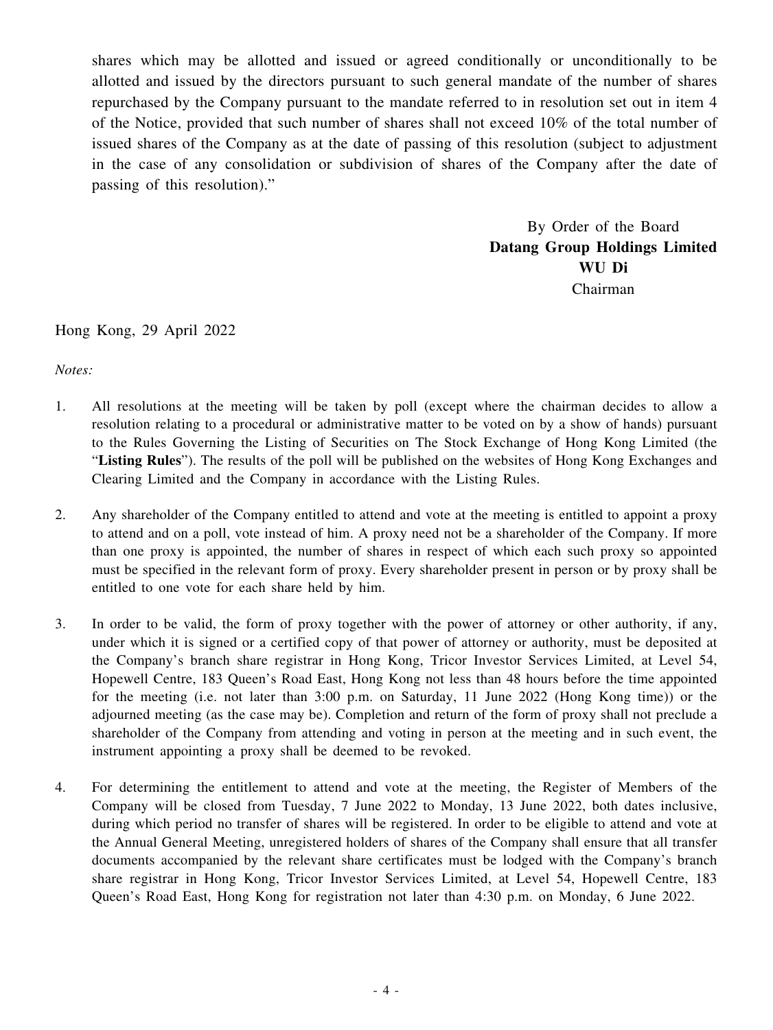shares which may be allotted and issued or agreed conditionally or unconditionally to be allotted and issued by the directors pursuant to such general mandate of the number of shares repurchased by the Company pursuant to the mandate referred to in resolution set out in item 4 of the Notice, provided that such number of shares shall not exceed 10% of the total number of issued shares of the Company as at the date of passing of this resolution (subject to adjustment in the case of any consolidation or subdivision of shares of the Company after the date of passing of this resolution)."

By Order of the Board
**Datang Group Holdings Limited**
**WU Di**
Chairman

Hong Kong, 29 April 2022

*Notes:*

1. All resolutions at the meeting will be taken by poll (except where the chairman decides to allow a resolution relating to a procedural or administrative matter to be voted on by a show of hands) pursuant to the Rules Governing the Listing of Securities on The Stock Exchange of Hong Kong Limited (the "**Listing Rules**"). The results of the poll will be published on the websites of Hong Kong Exchanges and Clearing Limited and the Company in accordance with the Listing Rules.

2. Any shareholder of the Company entitled to attend and vote at the meeting is entitled to appoint a proxy to attend and on a poll, vote instead of him. A proxy need not be a shareholder of the Company. If more than one proxy is appointed, the number of shares in respect of which each such proxy so appointed must be specified in the relevant form of proxy. Every shareholder present in person or by proxy shall be entitled to one vote for each share held by him.

3. In order to be valid, the form of proxy together with the power of attorney or other authority, if any, under which it is signed or a certified copy of that power of attorney or authority, must be deposited at the Company's branch share registrar in Hong Kong, Tricor Investor Services Limited, at Level 54, Hopewell Centre, 183 Queen's Road East, Hong Kong not less than 48 hours before the time appointed for the meeting (i.e. not later than 3:00 p.m. on Saturday, 11 June 2022 (Hong Kong time)) or the adjourned meeting (as the case may be). Completion and return of the form of proxy shall not preclude a shareholder of the Company from attending and voting in person at the meeting and in such event, the instrument appointing a proxy shall be deemed to be revoked.

4. For determining the entitlement to attend and vote at the meeting, the Register of Members of the Company will be closed from Tuesday, 7 June 2022 to Monday, 13 June 2022, both dates inclusive, during which period no transfer of shares will be registered. In order to be eligible to attend and vote at the Annual General Meeting, unregistered holders of shares of the Company shall ensure that all transfer documents accompanied by the relevant share certificates must be lodged with the Company's branch share registrar in Hong Kong, Tricor Investor Services Limited, at Level 54, Hopewell Centre, 183 Queen's Road East, Hong Kong for registration not later than 4:30 p.m. on Monday, 6 June 2022.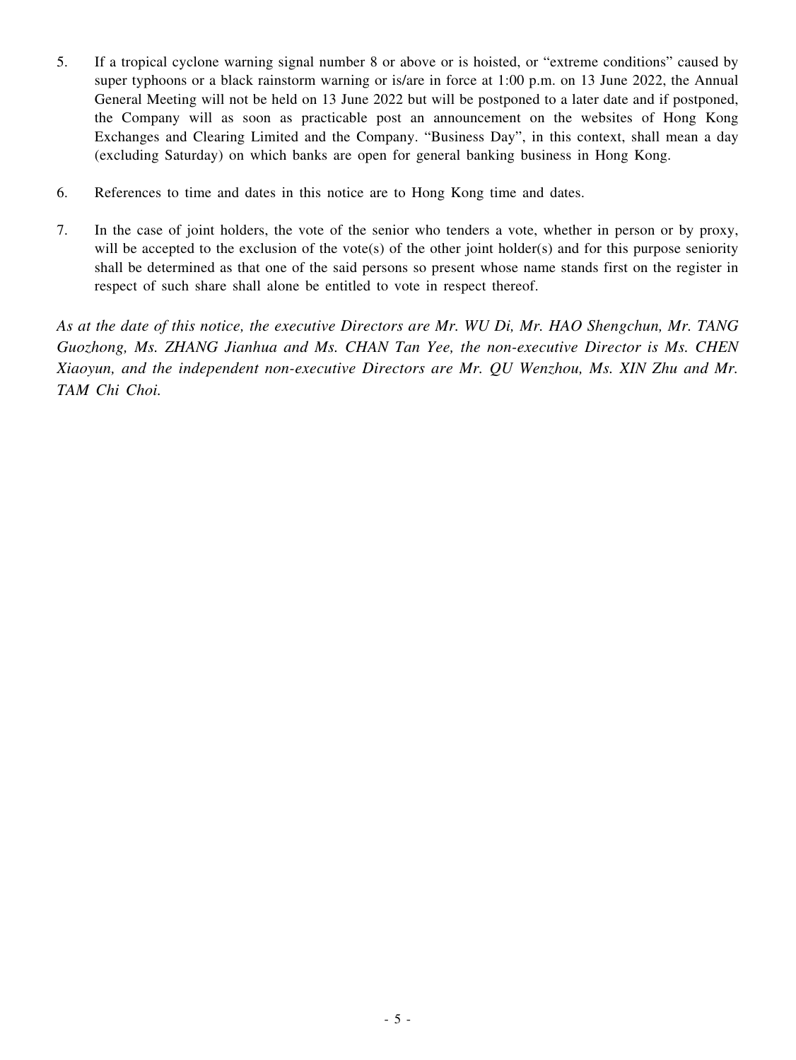5. If a tropical cyclone warning signal number 8 or above or is hoisted, or "extreme conditions" caused by super typhoons or a black rainstorm warning or is/are in force at 1:00 p.m. on 13 June 2022, the Annual General Meeting will not be held on 13 June 2022 but will be postponed to a later date and if postponed, the Company will as soon as practicable post an announcement on the websites of Hong Kong Exchanges and Clearing Limited and the Company. "Business Day", in this context, shall mean a day (excluding Saturday) on which banks are open for general banking business in Hong Kong.

6. References to time and dates in this notice are to Hong Kong time and dates.

7. In the case of joint holders, the vote of the senior who tenders a vote, whether in person or by proxy, will be accepted to the exclusion of the vote(s) of the other joint holder(s) and for this purpose seniority shall be determined as that one of the said persons so present whose name stands first on the register in respect of such share shall alone be entitled to vote in respect thereof.

*As at the date of this notice, the executive Directors are Mr. WU Di, Mr. HAO Shengchun, Mr. TANG Guozhong, Ms. ZHANG Jianhua and Ms. CHAN Tan Yee, the non-executive Director is Ms. CHEN Xiaoyun, and the independent non-executive Directors are Mr. QU Wenzhou, Ms. XIN Zhu and Mr. TAM Chi Choi.*